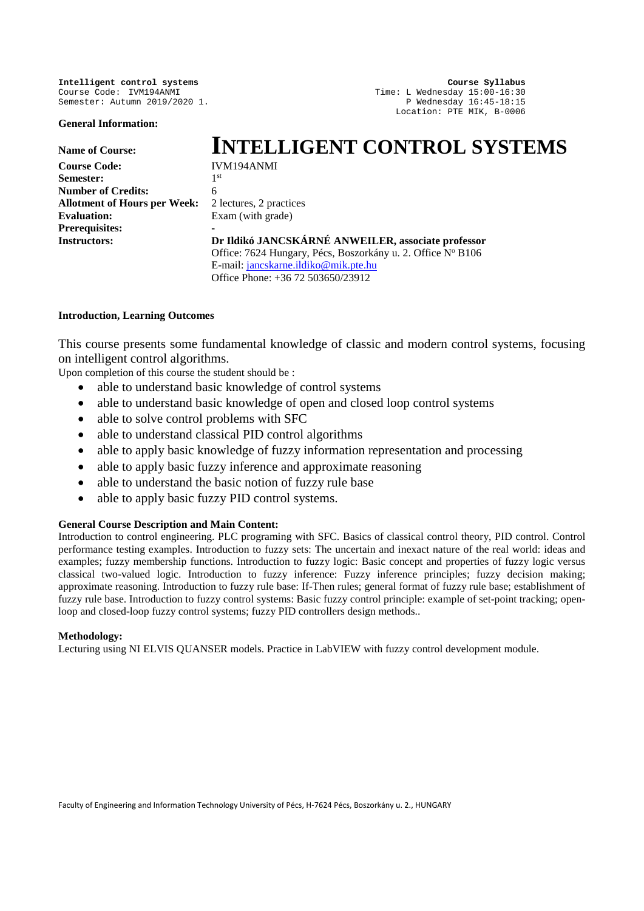**Intelligent control systems**
Course Code: IVM194ANMI
Semester: Autumn 2019/2020 1.

**Course Syllabus**
Time: L Wednesday 15:00-16:30
P Wednesday 16:45-18:15
Location: PTE MIK, B-0006

**General Information:**

| | |
|---|---|
| **Name of Course:** | **INTELLIGENT CONTROL SYSTEMS** |
| **Course Code:** | IVM194ANMI |
| **Semester:** | 1st |
| **Number of Credits:** | 6 |
| **Allotment of Hours per Week:** | 2 lectures, 2 practices |
| **Evaluation:** | Exam (with grade) |
| **Prerequisites:** | - |
| **Instructors:** | **Dr Ildikó JANCSKÁRNÉ ANWEILER, associate professor**<br>Office: 7624 Hungary, Pécs, Boszorkány u. 2. Office Nº B106<br>E-mail: jancskarne.ildiko@mik.pte.hu<br>Office Phone: +36 72 503650/23912 |

**Introduction, Learning Outcomes**

This course presents some fundamental knowledge of classic and modern control systems, focusing on intelligent control algorithms.

Upon completion of this course the student should be :

- able to understand basic knowledge of control systems
- able to understand basic knowledge of open and closed loop control systems
- able to solve control problems with SFC
- able to understand classical PID control algorithms
- able to apply basic knowledge of fuzzy information representation and processing
- able to apply basic fuzzy inference and approximate reasoning
- able to understand the basic notion of fuzzy rule base
- able to apply basic fuzzy PID control systems.

**General Course Description and Main Content:**

Introduction to control engineering. PLC programing with SFC. Basics of classical control theory, PID control. Control performance testing examples. Introduction to fuzzy sets: The uncertain and inexact nature of the real world: ideas and examples; fuzzy membership functions. Introduction to fuzzy logic: Basic concept and properties of fuzzy logic versus classical two-valued logic. Introduction to fuzzy inference: Fuzzy inference principles; fuzzy decision making; approximate reasoning. Introduction to fuzzy rule base: If-Then rules; general format of fuzzy rule base; establishment of fuzzy rule base. Introduction to fuzzy control systems: Basic fuzzy control principle: example of set-point tracking; open-loop and closed-loop fuzzy control systems; fuzzy PID controllers design methods..

**Methodology:**

Lecturing using NI ELVIS QUANSER models. Practice in LabVIEW with fuzzy control development module.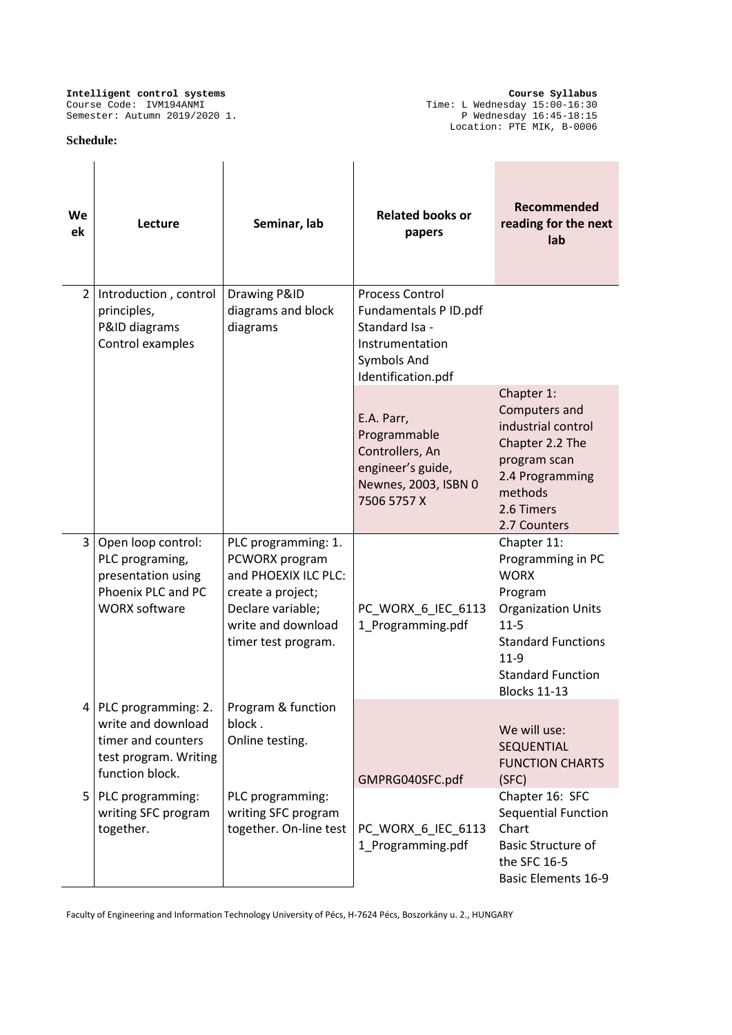**Intelligent control systems**
Course Code: IVM194ANMI
Semester: Autumn 2019/2020 1.

**Course Syllabus**
Time: L Wednesday 15:00-16:30
P Wednesday 16:45-18:15
Location: PTE MIK, B-0006

**Schedule:**

| Week | Lecture | Seminar, lab | Related books or papers | Recommended reading for the next lab |
|---|---|---|---|---|
| 2 | Introduction , control principles, P&ID diagrams Control examples | Drawing P&ID diagrams and block diagrams | Process Control Fundamentals P ID.pdf Standard Isa - Instrumentation Symbols And Identification.pdf | |
| | | | E.A. Parr, Programmable Controllers, An engineer's guide, Newnes, 2003, ISBN 0 7506 5757 X | Chapter 1: Computers and industrial control Chapter 2.2 The program scan 2.4 Programming methods 2.6 Timers 2.7 Counters |
| 3 | Open loop control: PLC programing, presentation using Phoenix PLC and PC WORX software | PLC programming: 1. PCWORX program and PHOEXIX ILC PLC: create a project; Declare variable; write and download timer test program. | PC_WORX_6_IEC_61131_Programming.pdf | Chapter 11: Programming in PC WORX Program Organization Units 11-5 Standard Functions 11-9 Standard Function Blocks 11-13 |
| 4 | PLC programming: 2. write and download timer and counters test program. Writing function block. | Program & function block . Online testing. | GMPRG040SFC.pdf | We will use: SEQUENTIAL FUNCTION CHARTS (SFC) |
| 5 | PLC programming: writing SFC program together. | PLC programming: writing SFC program together. On-line test | PC_WORX_6_IEC_61131_Programming.pdf | Chapter 16: SFC Sequential Function Chart Basic Structure of the SFC 16-5 Basic Elements 16-9 |

Faculty of Engineering and Information Technology University of Pécs, H-7624 Pécs, Boszorkány u. 2., HUNGARY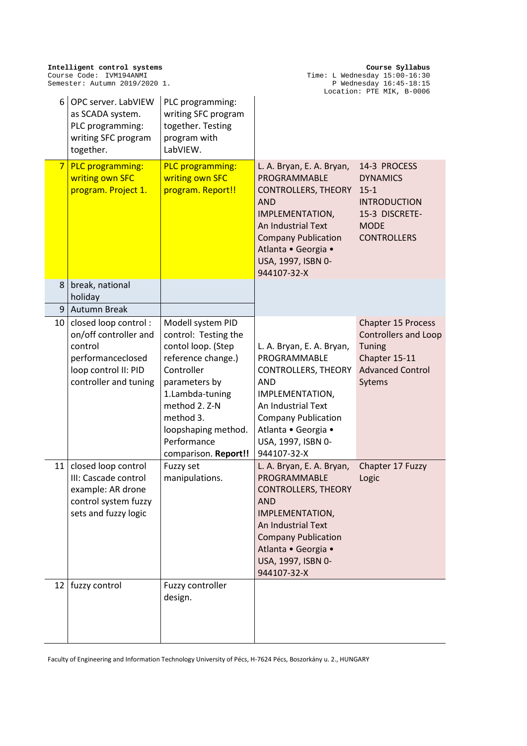| | | | | |
|---|---|---|---|---|
| 6 | OPC server. LabVIEW as SCADA system. PLC programming: writing SFC program together. | PLC programming: writing SFC program together. Testing program with LabVIEW. | | |
| 7 | PLC programming: writing own SFC program. Project 1. | PLC programming: writing own SFC program. Report!! | L. A. Bryan, E. A. Bryan, PROGRAMMABLE CONTROLLERS, THEORY AND IMPLEMENTATION, An Industrial Text Company Publication Atlanta • Georgia • USA, 1997, ISBN 0-944107-32-X | 14-3 PROCESS DYNAMICS 15-1 INTRODUCTION 15-3 DISCRETE-MODE CONTROLLERS |
| 8 | break, national holiday | | | |
| 9 | Autumn Break | | | |
| 10 | closed loop control : on/off controller and control performanceclosed loop control II: PID controller and tuning | Modell system PID control: Testing the contol loop. (Step reference change.) Controller parameters by 1.Lambda-tuning method 2. Z-N method 3. loopshaping method. Performance comparison. **Report!!** | L. A. Bryan, E. A. Bryan, PROGRAMMABLE CONTROLLERS, THEORY AND IMPLEMENTATION, An Industrial Text Company Publication Atlanta • Georgia • USA, 1997, ISBN 0-944107-32-X | Chapter 15 Process Controllers and Loop Tuning Chapter 15-11 Advanced Control Sytems |
| 11 | closed loop control III: Cascade control example: AR drone control system fuzzy sets and fuzzy logic | Fuzzy set manipulations. | L. A. Bryan, E. A. Bryan, PROGRAMMABLE CONTROLLERS, THEORY AND IMPLEMENTATION, An Industrial Text Company Publication Atlanta • Georgia • USA, 1997, ISBN 0-944107-32-X | Chapter 17 Fuzzy Logic |
| 12 | fuzzy control | Fuzzy controller design. | | |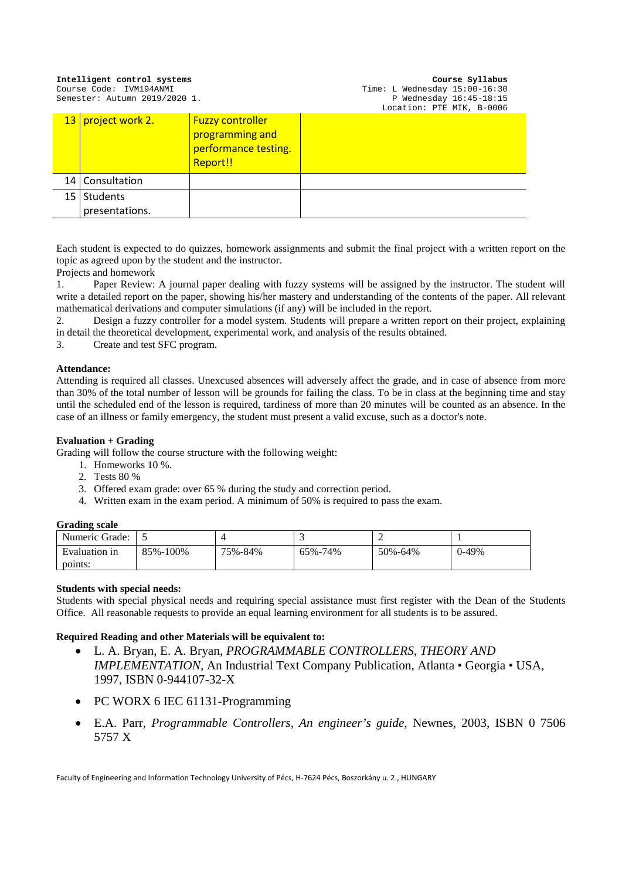| 13 | project work 2. | Fuzzy controller programming and performance testing. Report!! | |
|---|---|---|---|
| 14 | Consultation | | |
| 15 | Students presentations. | | |

Each student is expected to do quizzes, homework assignments and submit the final project with a written report on the topic as agreed upon by the student and the instructor.

Projects and homework

1. Paper Review: A journal paper dealing with fuzzy systems will be assigned by the instructor. The student will write a detailed report on the paper, showing his/her mastery and understanding of the contents of the paper. All relevant mathematical derivations and computer simulations (if any) will be included in the report.
2. Design a fuzzy controller for a model system. Students will prepare a written report on their project, explaining in detail the theoretical development, experimental work, and analysis of the results obtained.
3. Create and test SFC program.

**Attendance:**

Attending is required all classes. Unexcused absences will adversely affect the grade, and in case of absence from more than 30% of the total number of lesson will be grounds for failing the class. To be in class at the beginning time and stay until the scheduled end of the lesson is required, tardiness of more than 20 minutes will be counted as an absence. In the case of an illness or family emergency, the student must present a valid excuse, such as a doctor's note.

**Evaluation + Grading**

Grading will follow the course structure with the following weight:

1. Homeworks 10 %.
2. Tests 80 %
3. Offered exam grade: over 65 % during the study and correction period.
4. Written exam in the exam period. A minimum of 50% is required to pass the exam.

**Grading scale**

| Numeric Grade: | 5 | 4 | 3 | 2 | 1 |
|---|---|---|---|---|---|
| Evaluation in points: | 85%-100% | 75%-84% | 65%-74% | 50%-64% | 0-49% |

**Students with special needs:**

Students with special physical needs and requiring special assistance must first register with the Dean of the Students Office. All reasonable requests to provide an equal learning environment for all students is to be assured.

**Required Reading and other Materials will be equivalent to:**

- L. A. Bryan, E. A. Bryan, *PROGRAMMABLE CONTROLLERS, THEORY AND IMPLEMENTATION*, An Industrial Text Company Publication, Atlanta • Georgia • USA, 1997, ISBN 0-944107-32-X
- PC WORX 6 IEC 61131-Programming
- E.A. Parr, *Programmable Controllers, An engineer's guide*, Newnes, 2003, ISBN 0 7506 5757 X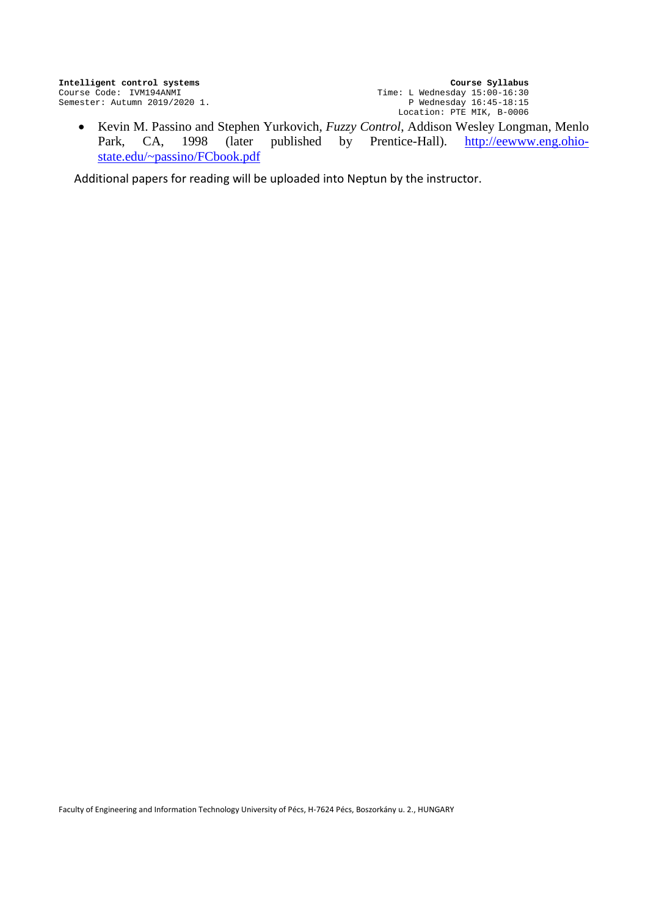- Kevin M. Passino and Stephen Yurkovich, *Fuzzy Control*, Addison Wesley Longman, Menlo Park, CA, 1998 (later published by Prentice-Hall). http://eewww.eng.ohio-state.edu/~passino/FCbook.pdf

Additional papers for reading will be uploaded into Neptun by the instructor.